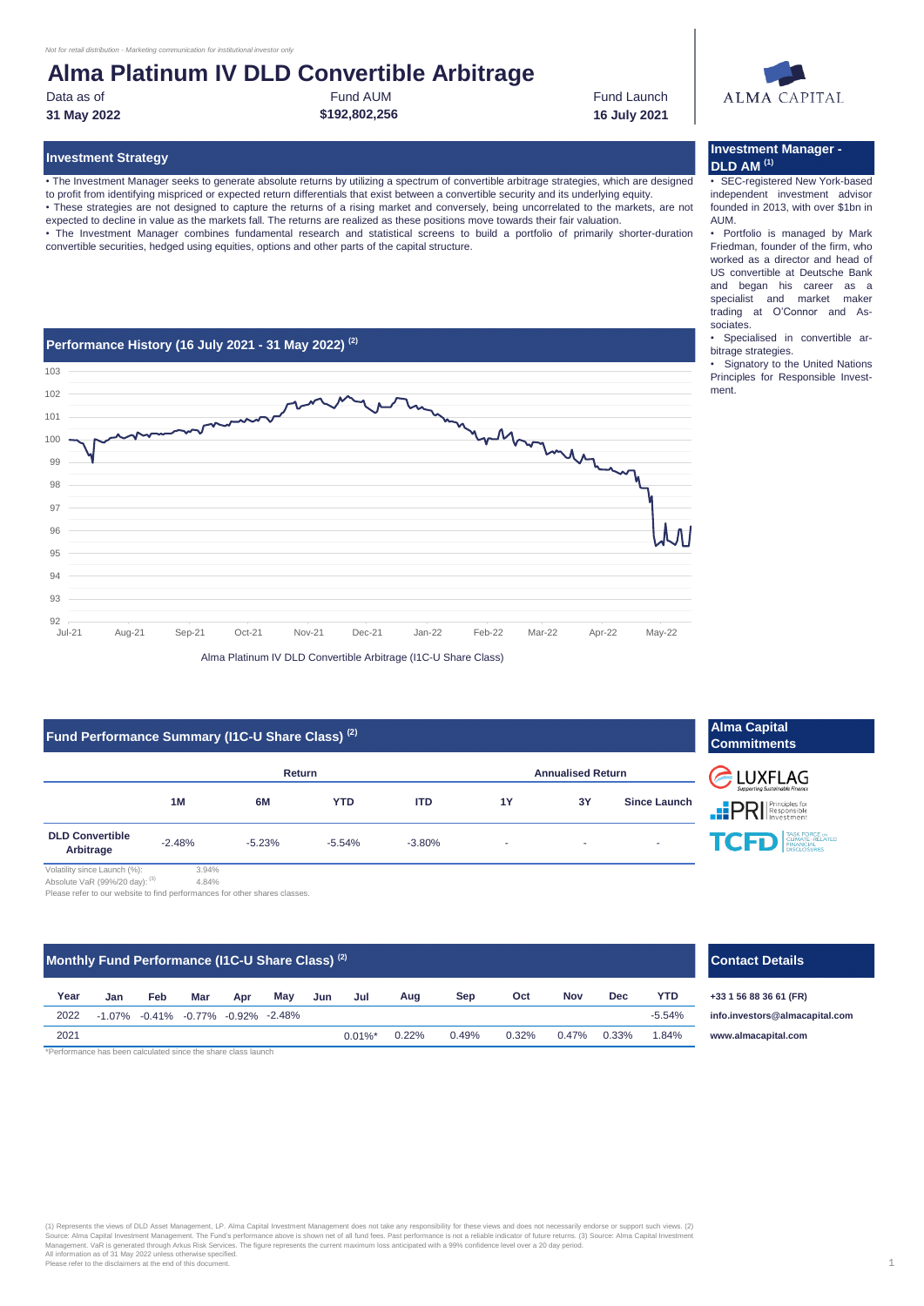*Not for retail distribution - Marketing communication for institutional investor only*

# Alma Platinum IV DLD Convertible Arbitrage

Data as of **31 May 2022**

Fund AUM **$192,802,256**

Fund Launch **16 July 2021**

ALMA CAPITAL

## Investment Strategy

• The Investment Manager seeks to generate absolute returns by utilizing a spectrum of convertible arbitrage strategies, which are designed to profit from identifying mispriced or expected return differentials that exist between a convertible security and its underlying equity.
• These strategies are not designed to capture the returns of a rising market and conversely, being uncorrelated to the markets, are not expected to decline in value as the markets fall. The returns are realized as these positions move towards their fair valuation.
• The Investment Manager combines fundamental research and statistical screens to build a portfolio of primarily shorter-duration convertible securities, hedged using equities, options and other parts of the capital structure.

## Investment Manager - DLD AM [1]

• SEC-registered New York-based independent investment advisor founded in 2013, with over $1bn in AUM.
• Portfolio is managed by Mark Friedman, founder of the firm, who worked as a director and head of US convertible at Deutsche Bank and began his career as a specialist and market maker trading at O'Connor and Associates.
• Specialised in convertible arbitrage strategies.
• Signatory to the United Nations Principles for Responsible Investment.

## Performance History (16 July 2021 - 31 May 2022) [2]

Alma Platinum IV DLD Convertible Arbitrage (I1C-U Share Class)

## Fund Performance Summary (I1C-U Share Class) [2]

| | Return | | | | Annualised Return | | |
|---|---|---|---|---|---|---|---|
| | 1M | 6M | YTD | ITD | 1Y | 3Y | Since Launch |
| DLD Convertible Arbitrage | -2.48% | -5.23% | -5.54% | -3.80% | - | - | - |

Volatility since Launch (%): 3.94%
Absolute VaR (99%/20 day): [3] 4.84%
Please refer to our website to find performances for other shares classes.

## Alma Capital Commitments

LUXFLAG – Supporting Sustainable Finance
PRI – Principles for Responsible Investment
TCFD – Task Force on Climate-Related Financial Disclosures

## Monthly Fund Performance (I1C-U Share Class) [2]

| Year | Jan | Feb | Mar | Apr | May | Jun | Jul | Aug | Sep | Oct | Nov | Dec | YTD |
|---|---|---|---|---|---|---|---|---|---|---|---|---|---|
| 2022 | -1.07% | -0.41% | -0.77% | -0.92% | -2.48% | | | | | | | | -5.54% |
| 2021 | | | | | | | 0.01%* | 0.22% | 0.49% | 0.32% | 0.47% | 0.33% | 1.84% |

*Performance has been calculated since the share class launch

## Contact Details

+33 1 56 88 36 61 (FR)
info.investors@almacapital.com
www.almacapital.com

(1) Represents the views of DLD Asset Management, LP. Alma Capital Investment Management does not take any responsibility for these views and does not necessarily endorse or support such views. (2) Source: Alma Capital Investment Management. The Fund's performance above is shown net of all fund fees. Past performance is not a reliable indicator of future returns. (3) Source: Alma Capital Investment Management. VaR is generated through Arkus Risk Services. The figure represents the current maximum loss anticipated with a 99% confidence level over a 20 day period.
All information as of 31 May 2022 unless otherwise specified.
Please refer to the disclaimers at the end of this document.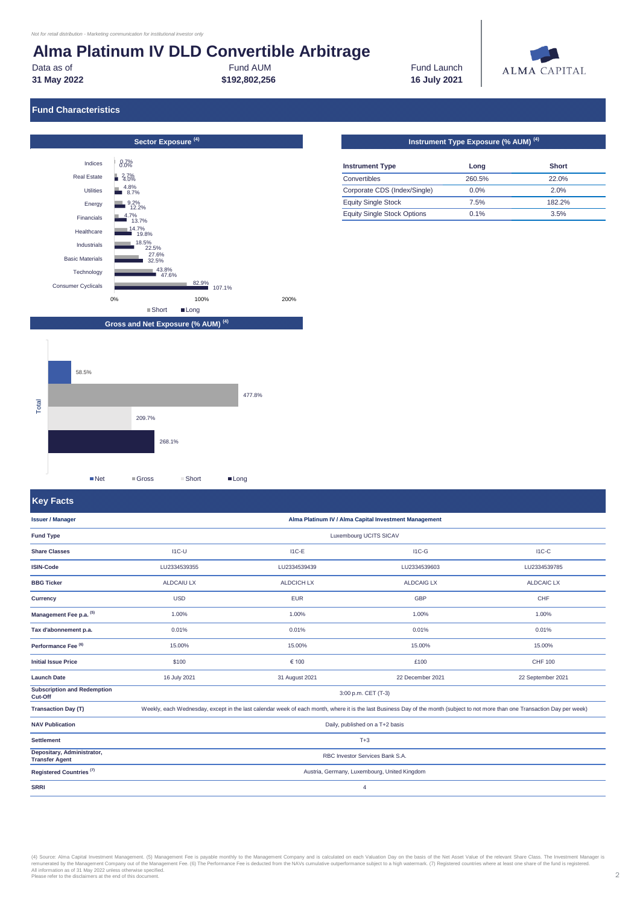*Not for retail distribution - Marketing communication for institutional investor only*

# Alma Platinum IV DLD Convertible Arbitrage

| Data as of | Fund AUM | Fund Launch |
|---|---|---|
| **31 May 2022** | **$192,802,256** | **16 July 2021** |

## Fund Characteristics

### Sector Exposure [(4)]

| Sector | Short | Long |
|---|---|---|
| Indices | 0.7% | 0.0% |
| Real Estate | 2.7% | 4.0% |
| Utilities | 4.8% | 8.7% |
| Energy | 9.2% | 12.2% |
| Financials | 4.7% | 13.7% |
| Healthcare | 14.7% | 19.8% |
| Industrials | 18.5% | 22.5% |
| Basic Materials | 27.6% | 32.5% |
| Technology | 43.8% | 47.6% |
| Consumer Cyclicals | 82.9% | 107.1% |

### Instrument Type Exposure (% AUM) [(4)]

| Instrument Type | Long | Short |
|---|---|---|
| Convertibles | 260.5% | 22.0% |
| Corporate CDS (Index/Single) | 0.0% | 2.0% |
| Equity Single Stock | 7.5% | 182.2% |
| Equity Single Stock Options | 0.1% | 3.5% |

### Gross and Net Exposure (% AUM) [(4)]

| Total | |
|---|---|
| Net | 58.5% |
| Gross | 477.8% |
| Short | 209.7% |
| Long | 268.1% |

## Key Facts

| | | | | |
|---|---|---|---|---|
| **Issuer / Manager** | Alma Platinum IV / Alma Capital Investment Management | | | |
| **Fund Type** | Luxembourg UCITS SICAV | | | |
| **Share Classes** | I1C-U | I1C-E | I1C-G | I1C-C |
| **ISIN-Code** | LU2334539355 | LU2334539439 | LU2334539603 | LU2334539785 |
| **BBG Ticker** | ALDCAIU LX | ALDCICH LX | ALDCAIG LX | ALDCAIC LX |
| **Currency** | USD | EUR | GBP | CHF |
| **Management Fee p.a.** [(5)] | 1.00% | 1.00% | 1.00% | 1.00% |
| **Tax d'abonnement p.a.** | 0.01% | 0.01% | 0.01% | 0.01% |
| **Performance Fee** [(6)] | 15.00% | 15.00% | 15.00% | 15.00% |
| **Initial Issue Price** | $100 | € 100 | £100 | CHF 100 |
| **Launch Date** | 16 July 2021 | 31 August 2021 | 22 December 2021 | 22 September 2021 |
| **Subscription and Redemption Cut-Off** | 3:00 p.m. CET (T-3) | | | |
| **Transaction Day (T)** | Weekly, each Wednesday, except in the last calendar week of each month, where it is the last Business Day of the month (subject to not more than one Transaction Day per week) | | | |
| **NAV Publication** | Daily, published on a T+2 basis | | | |
| **Settlement** | T+3 | | | |
| **Depositary, Administrator, Transfer Agent** | RBC Investor Services Bank S.A. | | | |
| **Registered Countries** [(7)] | Austria, Germany, Luxembourg, United Kingdom | | | |
| **SRRI** | 4 | | | |

(4) Source: Alma Capital Investment Management. (5) Management Fee is payable monthly to the Management Company and is calculated on each Valuation Day on the basis of the Net Asset Value of the relevant Share Class. The Investment Manager is remunerated by the Management Company out of the Management Fee. (6) The Performance Fee is deducted from the NAVs cumulative outperformance subject to a high watermark. (7) Registered countries where at least one share of the fund is registered.
All information as of 31 May 2022 unless otherwise specified.
Please refer to the disclaimers at the end of this document.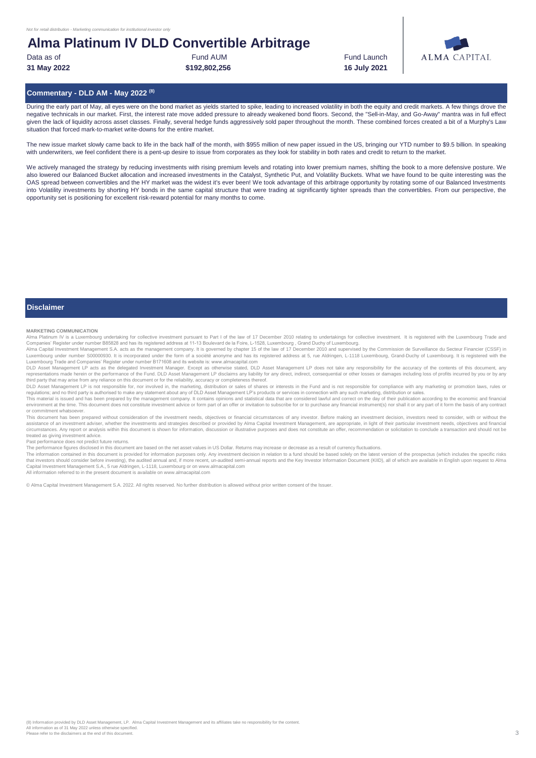*Not for retail distribution - Marketing communication for institutional investor only*

# Alma Platinum IV DLD Convertible Arbitrage

| Data as of | Fund AUM | Fund Launch |
|---|---|---|
| **31 May 2022** | **$192,802,256** | **16 July 2021** |

ALMA CAPITAL

## Commentary - DLD AM - May 2022 [(8)]

During the early part of May, all eyes were on the bond market as yields started to spike, leading to increased volatility in both the equity and credit markets. A few things drove the negative technicals in our market. First, the interest rate move added pressure to already weakened bond floors. Second, the "Sell-in-May, and Go-Away" mantra was in full effect given the lack of liquidity across asset classes. Finally, several hedge funds aggressively sold paper throughout the month. These combined forces created a bit of a Murphy's Law situation that forced mark-to-market write-downs for the entire market.

The new issue market slowly came back to life in the back half of the month, with $955 million of new paper issued in the US, bringing our YTD number to $9.5 billion. In speaking with underwriters, we feel confident there is a pent-up desire to issue from corporates as they look for stability in both rates and credit to return to the market.

We actively managed the strategy by reducing investments with rising premium levels and rotating into lower premium names, shifting the book to a more defensive posture. We also lowered our Balanced Bucket allocation and increased investments in the Catalyst, Synthetic Put, and Volatility Buckets. What we have found to be quite interesting was the OAS spread between convertibles and the HY market was the widest it's ever been! We took advantage of this arbitrage opportunity by rotating some of our Balanced Investments into Volatility investments by shorting HY bonds in the same capital structure that were trading at significantly tighter spreads than the convertibles. From our perspective, the opportunity set is positioning for excellent risk-reward potential for many months to come.

## Disclaimer

**MARKETING COMMUNICATION**

Alma Platinum IV is a Luxembourg undertaking for collective investment pursuant to Part I of the law of 17 December 2010 relating to undertakings for collective investment. It is registered with the Luxembourg Trade and Companies' Register under number B85828 and has its registered address at 11-13 Boulevard de la Foire, L-1528, Luxembourg , Grand Duchy of Luxembourg.

Alma Capital Investment Management S.A. acts as the management company. It is governed by chapter 15 of the law of 17 December 2010 and supervised by the Commission de Surveillance du Secteur Financier (CSSF) in Luxembourg under number S00000930. It is incorporated under the form of a société anonyme and has its registered address at 5, rue Aldringen, L-1118 Luxembourg, Grand-Duchy of Luxembourg. It is registered with the Luxembourg Trade and Companies' Register under number B171608 and its website is: www.almacapital.com

DLD Asset Management LP acts as the delegated Investment Manager. Except as otherwise stated, DLD Asset Management LP does not take any responsibility for the accuracy of the contents of this document, any representations made herein or the performance of the Fund. DLD Asset Management LP disclaims any liability for any direct, indirect, consequential or other losses or damages including loss of profits incurred by you or by any third party that may arise from any reliance on this document or for the reliability, accuracy or completeness thereof.

DLD Asset Management LP is not responsible for, nor involved in, the marketing, distribution or sales of shares or interests in the Fund and is not responsible for compliance with any marketing or promotion laws, rules or regulations; and no third party is authorised to make any statement about any of DLD Asset Management LP's products or services in connection with any such marketing, distribution or sales.

This material is issued and has been prepared by the management company. It contains opinions and statistical data that are considered lawful and correct on the day of their publication according to the economic and financial environment at the time. This document does not constitute investment advice or form part of an offer or invitation to subscribe for or to purchase any financial instrument(s) nor shall it or any part of it form the basis of any contract or commitment whatsoever.

This document has been prepared without consideration of the investment needs, objectives or financial circumstances of any investor. Before making an investment decision, investors need to consider, with or without the assistance of an investment adviser, whether the investments and strategies described or provided by Alma Capital Investment Management, are appropriate, in light of their particular investment needs, objectives and financial circumstances. Any report or analysis within this document is shown for information, discussion or illustrative purposes and does not constitute an offer, recommendation or solicitation to conclude a transaction and should not be treated as giving investment advice.

Past performance does not predict future returns.

The performance figures disclosed in this document are based on the net asset values in US Dollar. Returns may increase or decrease as a result of currency fluctuations.

The information contained in this document is provided for information purposes only. Any investment decision in relation to a fund should be based solely on the latest version of the prospectus (which includes the specific risks that investors should consider before investing), the audited annual and, if more recent, un-audited semi-annual reports and the Key Investor Information Document (KIID), all of which are available in English upon request to Alma Capital Investment Management S.A., 5 rue Aldringen, L-1118, Luxembourg or on www.almacapital.com

All information referred to in the present document is available on www.almacapital.com

© Alma Capital Investment Management S.A. 2022. All rights reserved. No further distribution is allowed without prior written consent of the Issuer.

(8) Information provided by DLD Asset Management, LP. Alma Capital Investment Management and its affiliates take no responsibility for the content.
All information as of 31 May 2022 unless otherwise specified.
Please refer to the disclaimers at the end of this document.